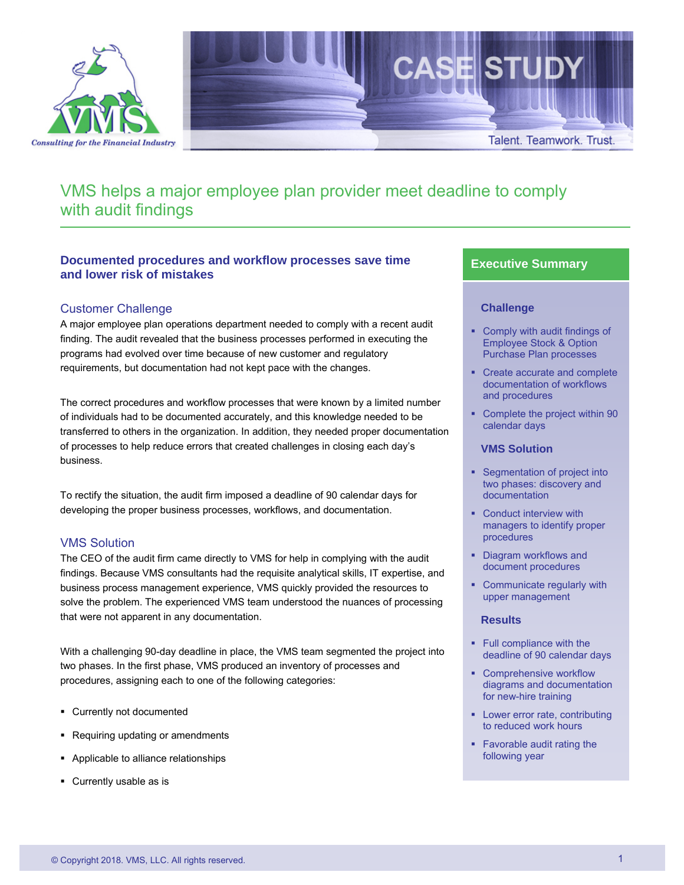# VMS helps a major employee plan provider meet deadline to comply with audit findings

## Documented procedures and workflow processes save time and lower risk of mistakes

### Customer Challenge

A major employee plan operations department needed to comply with a recent audit finding. The audit revealed that the business processes performed in executing the programs had evolved over time because of new customer and regulatory requirements, but documentation had not kept pace with the changes.

The correct procedures and workflow processes that were known by a limited number of individuals had to be documented accurately, and this knowledge needed to be transferred to others in the organization. In addition, they needed proper documentation of processes to help reduce errors that created challenges in closing each day's business.

To rectify the situation, the audit firm imposed a deadline of 90 calendar days for developing the proper business processes, workflows, and documentation.

### VMS Solution

The CEO of the audit firm came directly to VMS for help in complying with the audit findings. Because VMS consultants had the requisite analytical skills, IT expertise, and business process management experience, VMS quickly provided the resources to solve the problem. The experienced VMS team understood the nuances of processing that were not apparent in any documentation.

With a challenging 90-day deadline in place, the VMS team segmented the project into two phases. In the first phase, VMS produced an inventory of processes and procedures, assigning each to one of the following categories:

- Currently not documented
- Requiring updating or amendments
- Applicable to alliance relationships
- Currently usable as is

## Executive Summary

### Challenge

- Comply with audit findings of Employee Stock & Option Purchase Plan processes
- Create accurate and complete documentation of workflows and procedures
- Complete the project within 90 calendar days

### VMS Solution

- Segmentation of project into two phases: discovery and documentation
- Conduct interview with managers to identify proper procedures
- Diagram workflows and document procedures
- Communicate regularly with upper management

### Results

- Full compliance with the deadline of 90 calendar days
- Comprehensive workflow diagrams and documentation for new-hire training
- Lower error rate, contributing to reduced work hours
- Favorable audit rating the following year

© Copyright 2018. VMS, LLC. All rights reserved.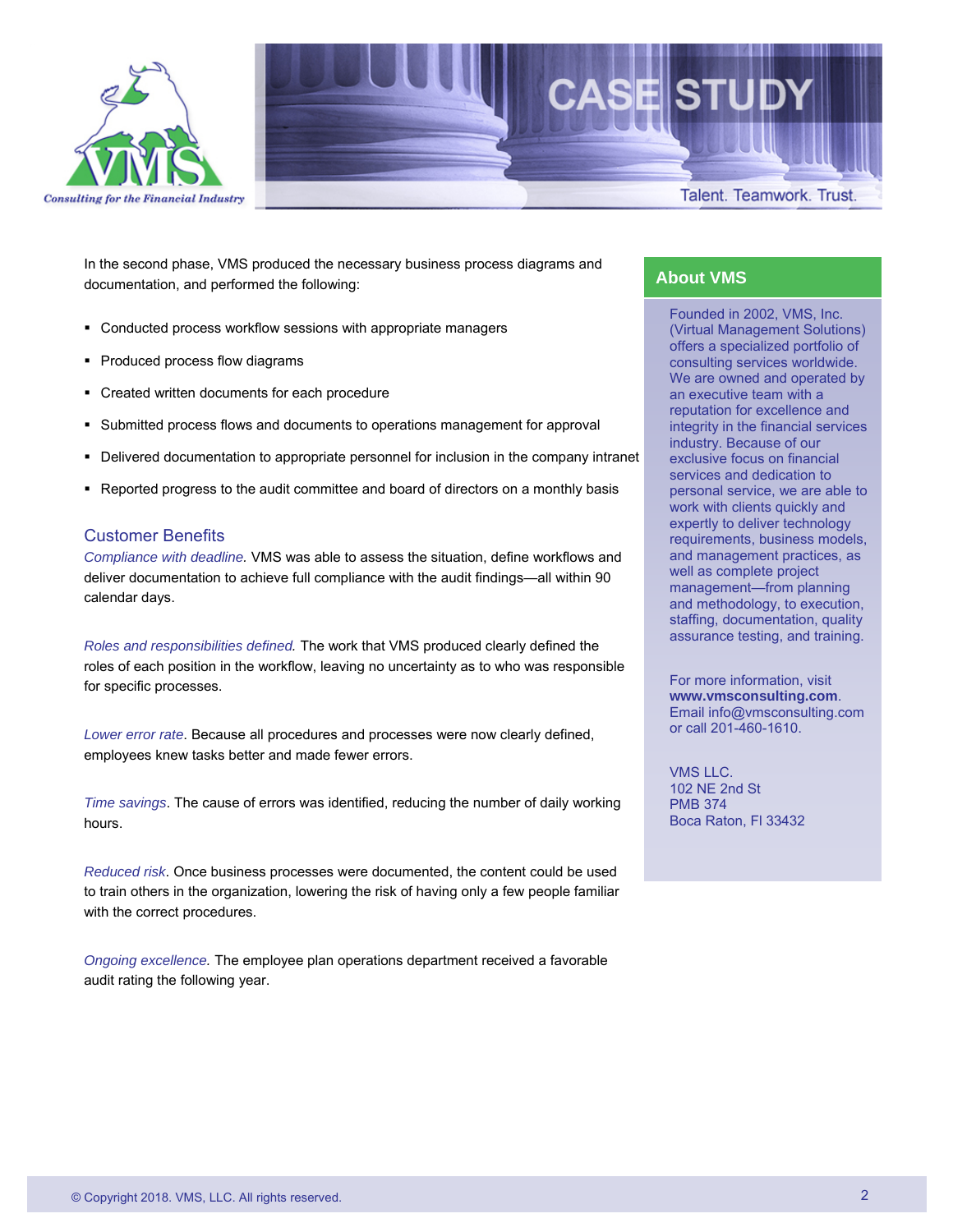In the second phase, VMS produced the necessary business process diagrams and documentation, and performed the following:

- Conducted process workflow sessions with appropriate managers
- Produced process flow diagrams
- Created written documents for each procedure
- Submitted process flows and documents to operations management for approval
- Delivered documentation to appropriate personnel for inclusion in the company intranet
- Reported progress to the audit committee and board of directors on a monthly basis

## Customer Benefits

*Compliance with deadline.* VMS was able to assess the situation, define workflows and deliver documentation to achieve full compliance with the audit findings—all within 90 calendar days.

*Roles and responsibilities defined.* The work that VMS produced clearly defined the roles of each position in the workflow, leaving no uncertainty as to who was responsible for specific processes.

*Lower error rate*. Because all procedures and processes were now clearly defined, employees knew tasks better and made fewer errors.

*Time savings*. The cause of errors was identified, reducing the number of daily working hours.

*Reduced risk*. Once business processes were documented, the content could be used to train others in the organization, lowering the risk of having only a few people familiar with the correct procedures.

*Ongoing excellence.* The employee plan operations department received a favorable audit rating the following year.

## About VMS

Founded in 2002, VMS, Inc. (Virtual Management Solutions) offers a specialized portfolio of consulting services worldwide. We are owned and operated by an executive team with a reputation for excellence and integrity in the financial services industry. Because of our exclusive focus on financial services and dedication to personal service, we are able to work with clients quickly and expertly to deliver technology requirements, business models, and management practices, as well as complete project management—from planning and methodology, to execution, staffing, documentation, quality assurance testing, and training.

For more information, visit **www.vmsconsulting.com**. Email info@vmsconsulting.com or call 201-460-1610.

VMS LLC.
102 NE 2nd St
PMB 374
Boca Raton, Fl 33432

© Copyright 2018. VMS, LLC. All rights reserved.